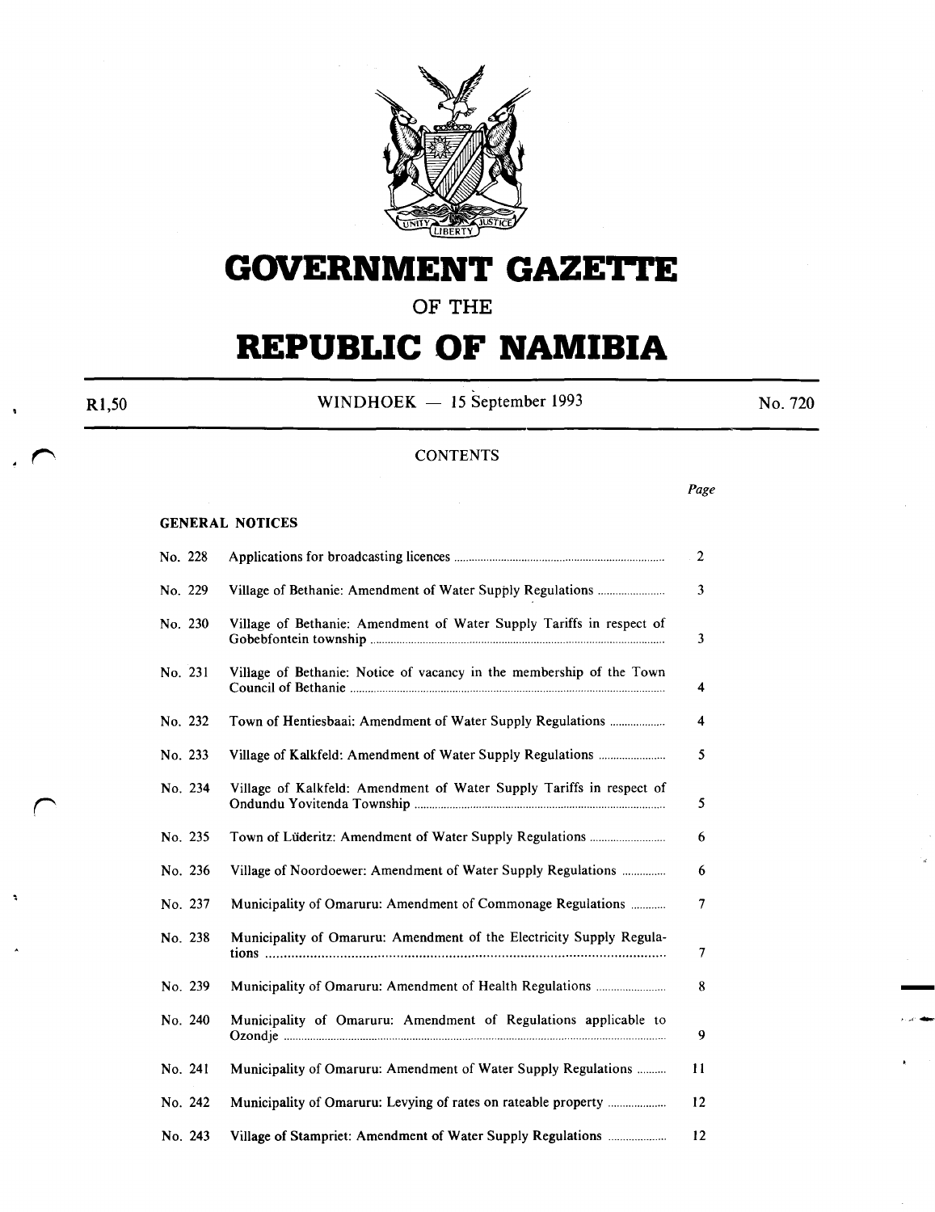# GOVERNMENT GAZETTE

## OF THE

# REPUBLIC OF NAMIBIA

R1,50 — WINDHOEK — 15 September 1993 — No. 720

## CONTENTS

| | | Page |
|---|---|---|
| **GENERAL NOTICES** | | |
| No. 228 | Applications for broadcasting licences | 2 |
| No. 229 | Village of Bethanie: Amendment of Water Supply Regulations | 3 |
| No. 230 | Village of Bethanie: Amendment of Water Supply Tariffs in respect of Gobebfontein township | 3 |
| No. 231 | Village of Bethanie: Notice of vacancy in the membership of the Town Council of Bethanie | 4 |
| No. 232 | Town of Hentiesbaai: Amendment of Water Supply Regulations | 4 |
| No. 233 | Village of Kalkfeld: Amendment of Water Supply Regulations | 5 |
| No. 234 | Village of Kalkfeld: Amendment of Water Supply Tariffs in respect of Ondundu Yovitenda Township | 5 |
| No. 235 | Town of Lüderitz: Amendment of Water Supply Regulations | 6 |
| No. 236 | Village of Noordoewer: Amendment of Water Supply Regulations | 6 |
| No. 237 | Municipality of Omaruru: Amendment of Commonage Regulations | 7 |
| No. 238 | Municipality of Omaruru: Amendment of the Electricity Supply Regulations | 7 |
| No. 239 | Municipality of Omaruru: Amendment of Health Regulations | 8 |
| No. 240 | Municipality of Omaruru: Amendment of Regulations applicable to Ozondje | 9 |
| No. 241 | Municipality of Omaruru: Amendment of Water Supply Regulations | 11 |
| No. 242 | Municipality of Omaruru: Levying of rates on rateable property | 12 |
| No. 243 | Village of Stampriet: Amendment of Water Supply Regulations | 12 |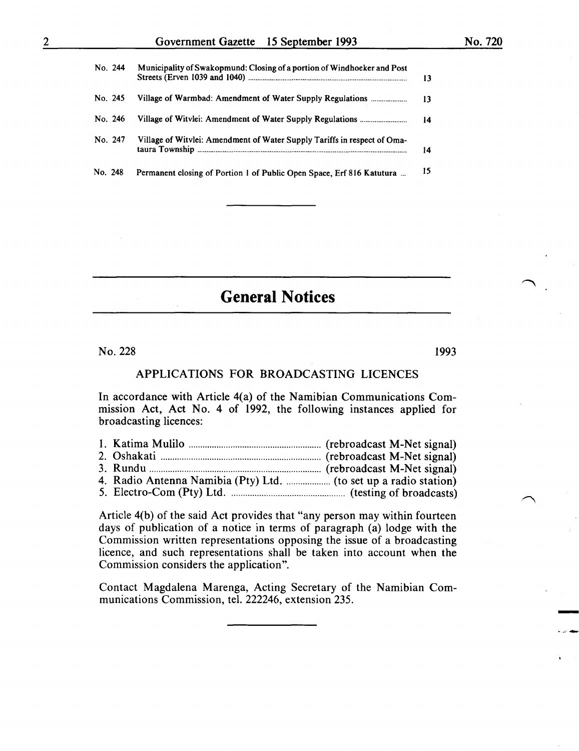| | | |
|---|---|---|
| No. 244 | Municipality of Swakopmund: Closing of a portion of Windhoeker and Post Streets (Erven 1039 and 1040) | 13 |
| No. 245 | Village of Warmbad: Amendment of Water Supply Regulations | 13 |
| No. 246 | Village of Witvlei: Amendment of Water Supply Regulations | 14 |
| No. 247 | Village of Witvlei: Amendment of Water Supply Tariffs in respect of Omataura Township | 14 |
| No. 248 | Permanent closing of Portion 1 of Public Open Space, Erf 816 Katutura | 15 |

# General Notices

No. 228 1993

## APPLICATIONS FOR BROADCASTING LICENCES

In accordance with Article 4(a) of the Namibian Communications Commission Act, Act No. 4 of 1992, the following instances applied for broadcasting licences:

1. Katima Mulilo ........ (rebroadcast M-Net signal)
2. Oshakati ........ (rebroadcast M-Net signal)
3. Rundu ........ (rebroadcast M-Net signal)
4. Radio Antenna Namibia (Pty) Ltd. ........ (to set up a radio station)
5. Electro-Com (Pty) Ltd. ........ (testing of broadcasts)

Article 4(b) of the said Act provides that "any person may within fourteen days of publication of a notice in terms of paragraph (a) lodge with the Commission written representations opposing the issue of a broadcasting licence, and such representations shall be taken into account when the Commission considers the application".

Contact Magdalena Marenga, Acting Secretary of the Namibian Communications Commission, tel. 222246, extension 235.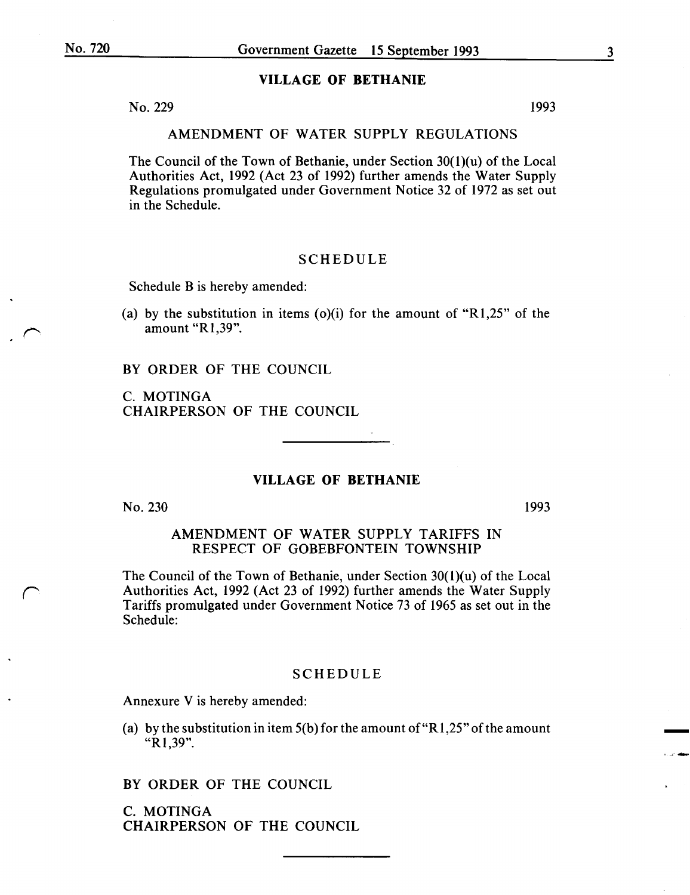## VILLAGE OF BETHANIE

No. 229 1993

### AMENDMENT OF WATER SUPPLY REGULATIONS

The Council of the Town of Bethanie, under Section 30(1)(u) of the Local Authorities Act, 1992 (Act 23 of 1992) further amends the Water Supply Regulations promulgated under Government Notice 32 of 1972 as set out in the Schedule.

### SCHEDULE

Schedule B is hereby amended:

(a) by the substitution in items (o)(i) for the amount of "R1,25" of the amount "R1,39".

BY ORDER OF THE COUNCIL

C. MOTINGA
CHAIRPERSON OF THE COUNCIL

---

## VILLAGE OF BETHANIE

No. 230 1993

### AMENDMENT OF WATER SUPPLY TARIFFS IN RESPECT OF GOBEBFONTEIN TOWNSHIP

The Council of the Town of Bethanie, under Section 30(1)(u) of the Local Authorities Act, 1992 (Act 23 of 1992) further amends the Water Supply Tariffs promulgated under Government Notice 73 of 1965 as set out in the Schedule:

### SCHEDULE

Annexure V is hereby amended:

(a) by the substitution in item 5(b) for the amount of "R1,25" of the amount "R1,39".

BY ORDER OF THE COUNCIL

C. MOTINGA
CHAIRPERSON OF THE COUNCIL

---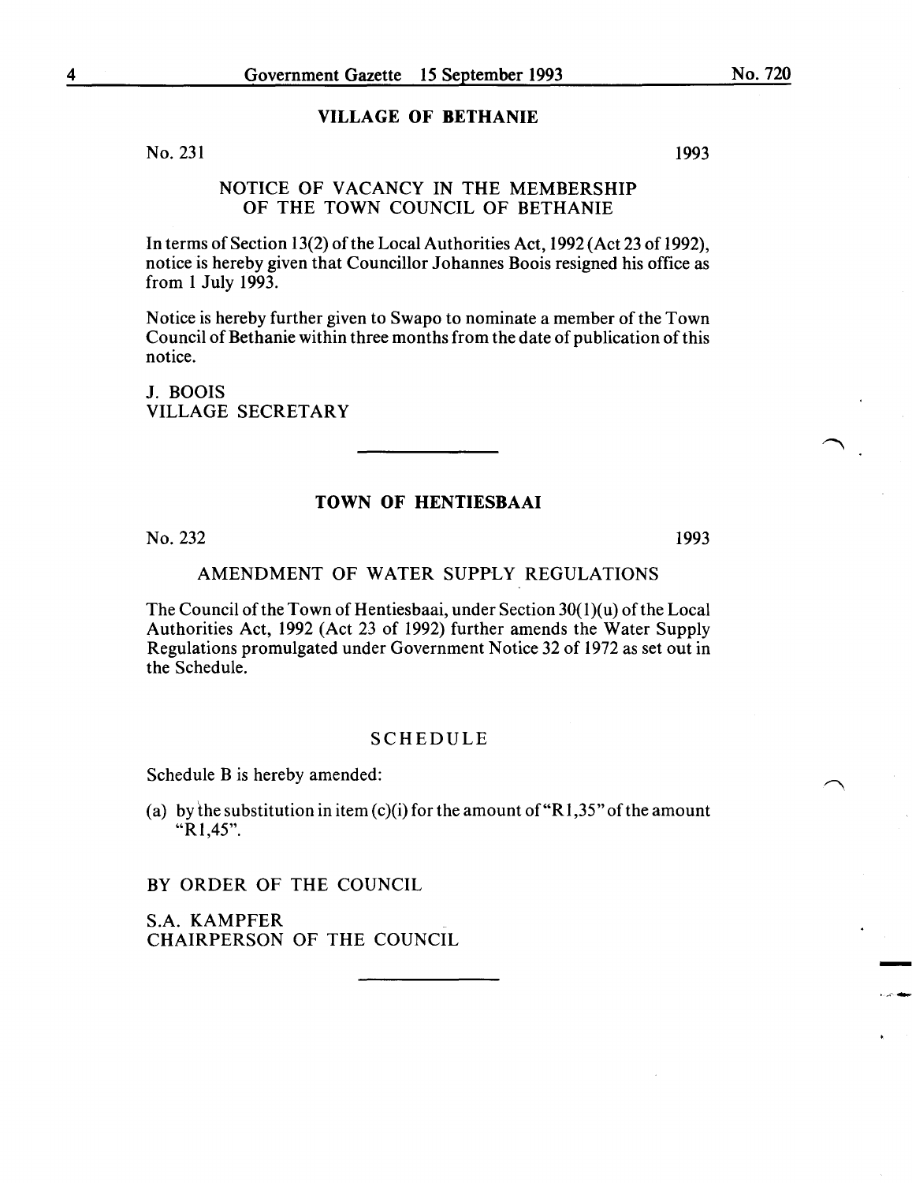## VILLAGE OF BETHANIE

No. 231 1993

### NOTICE OF VACANCY IN THE MEMBERSHIP OF THE TOWN COUNCIL OF BETHANIE

In terms of Section 13(2) of the Local Authorities Act, 1992 (Act 23 of 1992), notice is hereby given that Councillor Johannes Boois resigned his office as from 1 July 1993.

Notice is hereby further given to Swapo to nominate a member of the Town Council of Bethanie within three months from the date of publication of this notice.

J. BOOIS
VILLAGE SECRETARY

---

## TOWN OF HENTIESBAAI

No. 232 1993

### AMENDMENT OF WATER SUPPLY REGULATIONS

The Council of the Town of Hentiesbaai, under Section 30(1)(u) of the Local Authorities Act, 1992 (Act 23 of 1992) further amends the Water Supply Regulations promulgated under Government Notice 32 of 1972 as set out in the Schedule.

### SCHEDULE

Schedule B is hereby amended:

(a) by the substitution in item (c)(i) for the amount of "R1,35" of the amount "R1,45".

BY ORDER OF THE COUNCIL

S.A. KAMPFER
CHAIRPERSON OF THE COUNCIL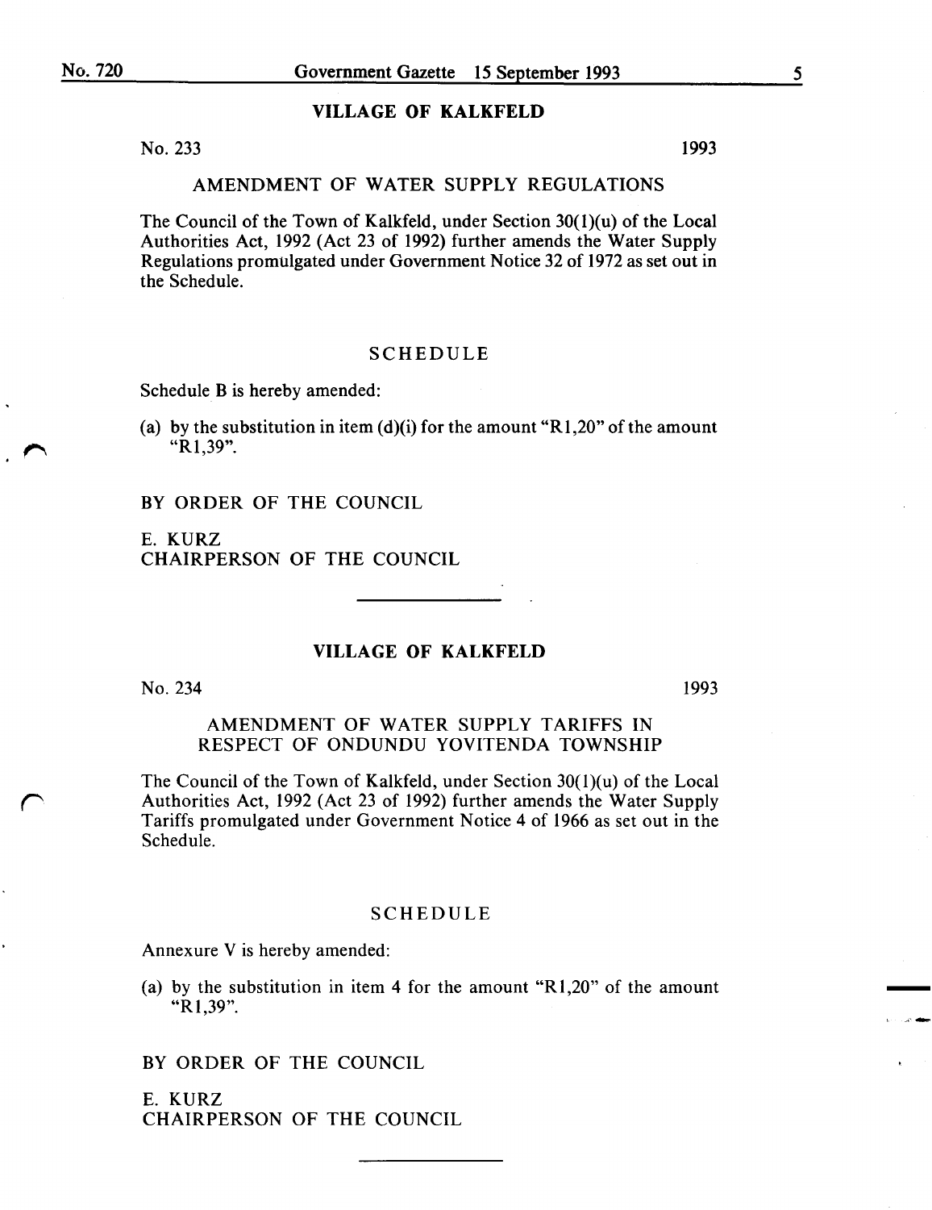## VILLAGE OF KALKFELD

No. 233 1993

### AMENDMENT OF WATER SUPPLY REGULATIONS

The Council of the Town of Kalkfeld, under Section 30(1)(u) of the Local Authorities Act, 1992 (Act 23 of 1992) further amends the Water Supply Regulations promulgated under Government Notice 32 of 1972 as set out in the Schedule.

### SCHEDULE

Schedule B is hereby amended:

(a) by the substitution in item (d)(i) for the amount "R1,20" of the amount "R1,39".

BY ORDER OF THE COUNCIL

E. KURZ
CHAIRPERSON OF THE COUNCIL

---

## VILLAGE OF KALKFELD

No. 234 1993

### AMENDMENT OF WATER SUPPLY TARIFFS IN RESPECT OF ONDUNDU YOVITENDA TOWNSHIP

The Council of the Town of Kalkfeld, under Section 30(1)(u) of the Local Authorities Act, 1992 (Act 23 of 1992) further amends the Water Supply Tariffs promulgated under Government Notice 4 of 1966 as set out in the Schedule.

### SCHEDULE

Annexure V is hereby amended:

(a) by the substitution in item 4 for the amount "R1,20" of the amount "R1,39".

BY ORDER OF THE COUNCIL

E. KURZ
CHAIRPERSON OF THE COUNCIL

---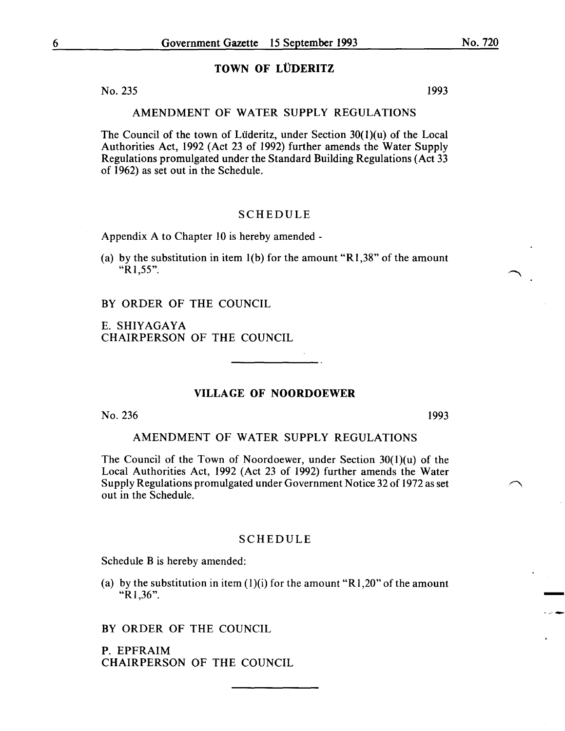## TOWN OF LÜDERITZ

No. 235 1993

### AMENDMENT OF WATER SUPPLY REGULATIONS

The Council of the town of Lüderitz, under Section 30(1)(u) of the Local Authorities Act, 1992 (Act 23 of 1992) further amends the Water Supply Regulations promulgated under the Standard Building Regulations (Act 33 of 1962) as set out in the Schedule.

### SCHEDULE

Appendix A to Chapter 10 is hereby amended -

(a) by the substitution in item 1(b) for the amount "R1,38" of the amount "R1,55".

BY ORDER OF THE COUNCIL

E. SHIYAGAYA
CHAIRPERSON OF THE COUNCIL

## VILLAGE OF NOORDOEWER

No. 236 1993

### AMENDMENT OF WATER SUPPLY REGULATIONS

The Council of the Town of Noordoewer, under Section 30(1)(u) of the Local Authorities Act, 1992 (Act 23 of 1992) further amends the Water Supply Regulations promulgated under Government Notice 32 of 1972 as set out in the Schedule.

### SCHEDULE

Schedule B is hereby amended:

(a) by the substitution in item (1)(i) for the amount "R1,20" of the amount "R1,36".

BY ORDER OF THE COUNCIL

P. EPFRAIM
CHAIRPERSON OF THE COUNCIL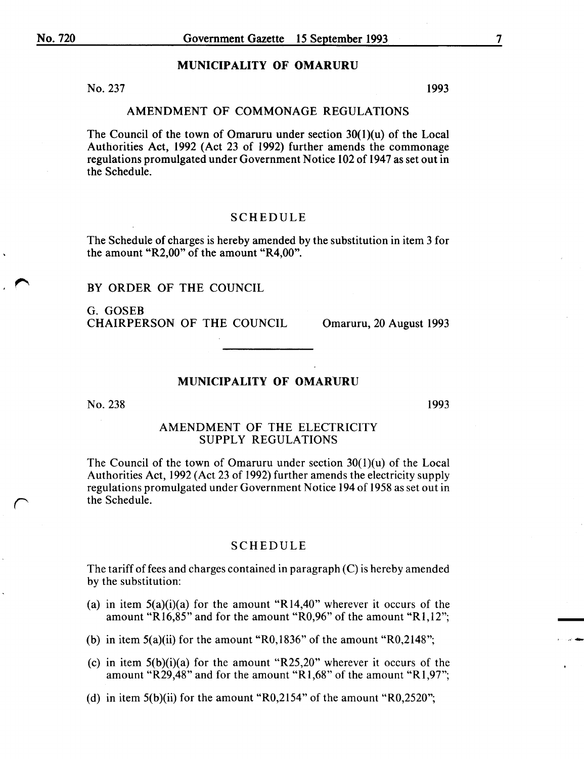## MUNICIPALITY OF OMARURU

No. 237 1993

### AMENDMENT OF COMMONAGE REGULATIONS

The Council of the town of Omaruru under section 30(1)(u) of the Local Authorities Act, 1992 (Act 23 of 1992) further amends the commonage regulations promulgated under Government Notice 102 of 1947 as set out in the Schedule.

### SCHEDULE

The Schedule of charges is hereby amended by the substitution in item 3 for the amount "R2,00" of the amount "R4,00".

BY ORDER OF THE COUNCIL

G. GOSEB
CHAIRPERSON OF THE COUNCIL Omaruru, 20 August 1993

---

## MUNICIPALITY OF OMARURU

No. 238 1993

### AMENDMENT OF THE ELECTRICITY SUPPLY REGULATIONS

The Council of the town of Omaruru under section 30(1)(u) of the Local Authorities Act, 1992 (Act 23 of 1992) further amends the electricity supply regulations promulgated under Government Notice 194 of 1958 as set out in the Schedule.

### SCHEDULE

The tariff of fees and charges contained in paragraph (C) is hereby amended by the substitution:

(a) in item 5(a)(i)(a) for the amount "R14,40" wherever it occurs of the amount "R16,85" and for the amount "R0,96" of the amount "R1,12";

(b) in item 5(a)(ii) for the amount "R0,1836" of the amount "R0,2148";

(c) in item 5(b)(i)(a) for the amount "R25,20" wherever it occurs of the amount "R29,48" and for the amount "R1,68" of the amount "R1,97";

(d) in item 5(b)(ii) for the amount "R0,2154" of the amount "R0,2520";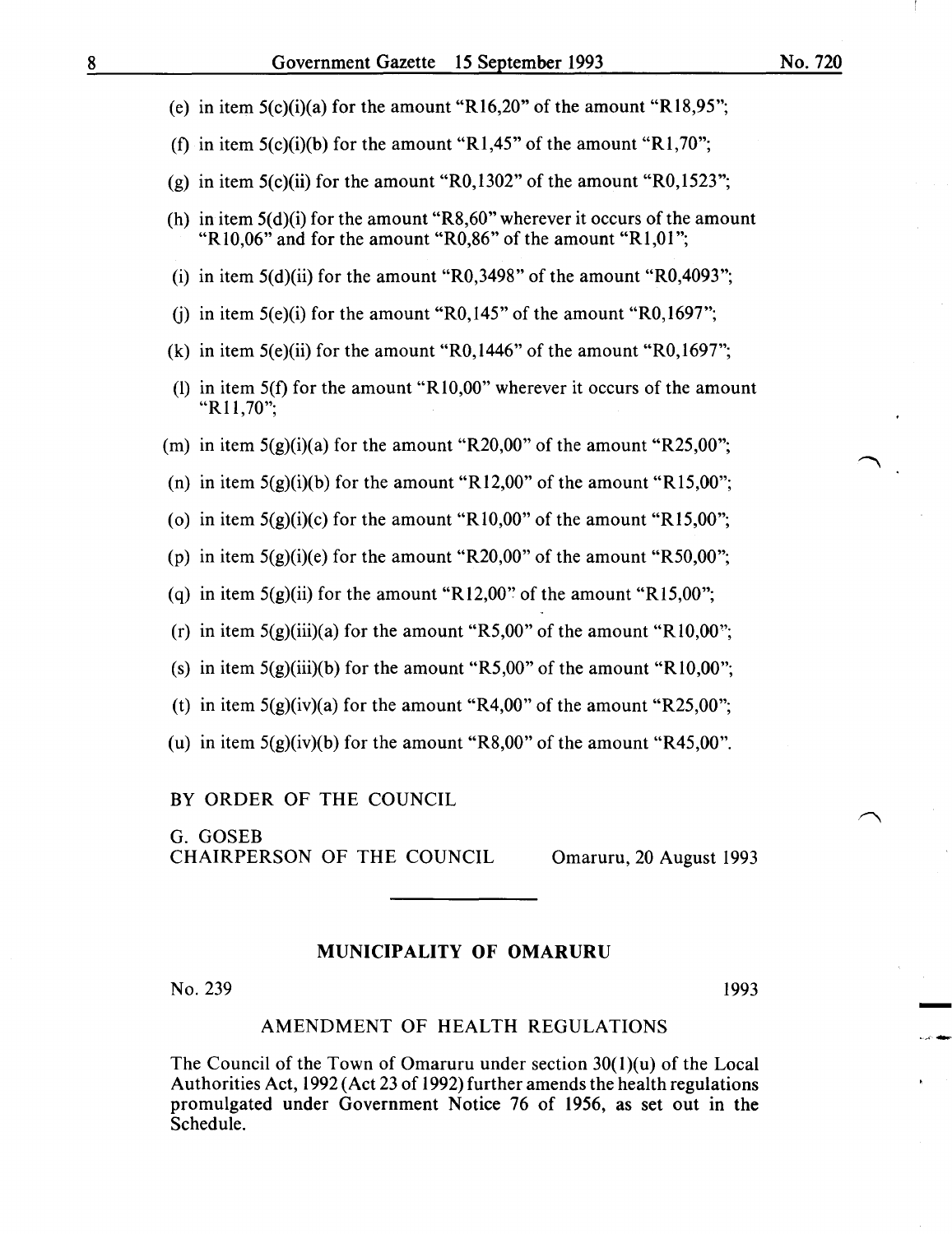(e) in item 5(c)(i)(a) for the amount "R16,20" of the amount "R18,95";

(f) in item 5(c)(i)(b) for the amount "R1,45" of the amount "R1,70";

(g) in item 5(c)(ii) for the amount "R0,1302" of the amount "R0,1523";

(h) in item 5(d)(i) for the amount "R8,60" wherever it occurs of the amount "R10,06" and for the amount "R0,86" of the amount "R1,01";

(i) in item 5(d)(ii) for the amount "R0,3498" of the amount "R0,4093";

(j) in item 5(e)(i) for the amount "R0,145" of the amount "R0,1697";

(k) in item 5(e)(ii) for the amount "R0,1446" of the amount "R0,1697";

(l) in item 5(f) for the amount "R10,00" wherever it occurs of the amount "R11,70";

(m) in item 5(g)(i)(a) for the amount "R20,00" of the amount "R25,00";

(n) in item 5(g)(i)(b) for the amount "R12,00" of the amount "R15,00";

(o) in item 5(g)(i)(c) for the amount "R10,00" of the amount "R15,00";

(p) in item 5(g)(i)(e) for the amount "R20,00" of the amount "R50,00";

(q) in item 5(g)(ii) for the amount "R12,00" of the amount "R15,00";

(r) in item 5(g)(iii)(a) for the amount "R5,00" of the amount "R10,00";

(s) in item 5(g)(iii)(b) for the amount "R5,00" of the amount "R10,00";

(t) in item 5(g)(iv)(a) for the amount "R4,00" of the amount "R25,00";

(u) in item 5(g)(iv)(b) for the amount "R8,00" of the amount "R45,00".

BY ORDER OF THE COUNCIL

G. GOSEB
CHAIRPERSON OF THE COUNCIL — Omaruru, 20 August 1993

---

## MUNICIPALITY OF OMARURU

No. 239 — 1993

### AMENDMENT OF HEALTH REGULATIONS

The Council of the Town of Omaruru under section 30(1)(u) of the Local Authorities Act, 1992 (Act 23 of 1992) further amends the health regulations promulgated under Government Notice 76 of 1956, as set out in the Schedule.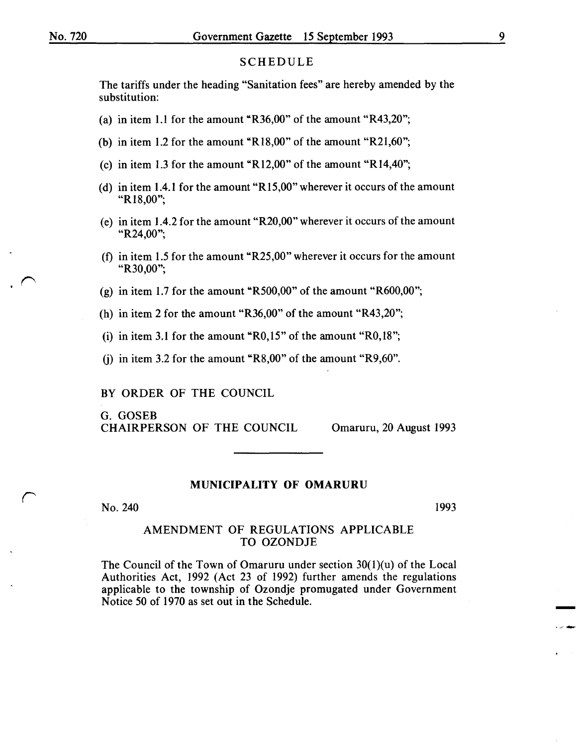## SCHEDULE

The tariffs under the heading "Sanitation fees" are hereby amended by the substitution:

(a) in item 1.1 for the amount "R36,00" of the amount "R43,20";

(b) in item 1.2 for the amount "R18,00" of the amount "R21,60";

(c) in item 1.3 for the amount "R12,00" of the amount "R14,40";

(d) in item 1.4.1 for the amount "R15,00" wherever it occurs of the amount "R18,00";

(e) in item 1.4.2 for the amount "R20,00" wherever it occurs of the amount "R24,00";

(f) in item 1.5 for the amount "R25,00" wherever it occurs for the amount "R30,00";

(g) in item 1.7 for the amount "R500,00" of the amount "R600,00";

(h) in item 2 for the amount "R36,00" of the amount "R43,20";

(i) in item 3.1 for the amount "R0,15" of the amount "R0,18";

(j) in item 3.2 for the amount "R8,00" of the amount "R9,60".

BY ORDER OF THE COUNCIL

G. GOSEB
CHAIRPERSON OF THE COUNCIL Omaruru, 20 August 1993

---

## MUNICIPALITY OF OMARURU

No. 240 1993

### AMENDMENT OF REGULATIONS APPLICABLE TO OZONDJE

The Council of the Town of Omaruru under section 30(1)(u) of the Local Authorities Act, 1992 (Act 23 of 1992) further amends the regulations applicable to the township of Ozondje promugated under Government Notice 50 of 1970 as set out in the Schedule.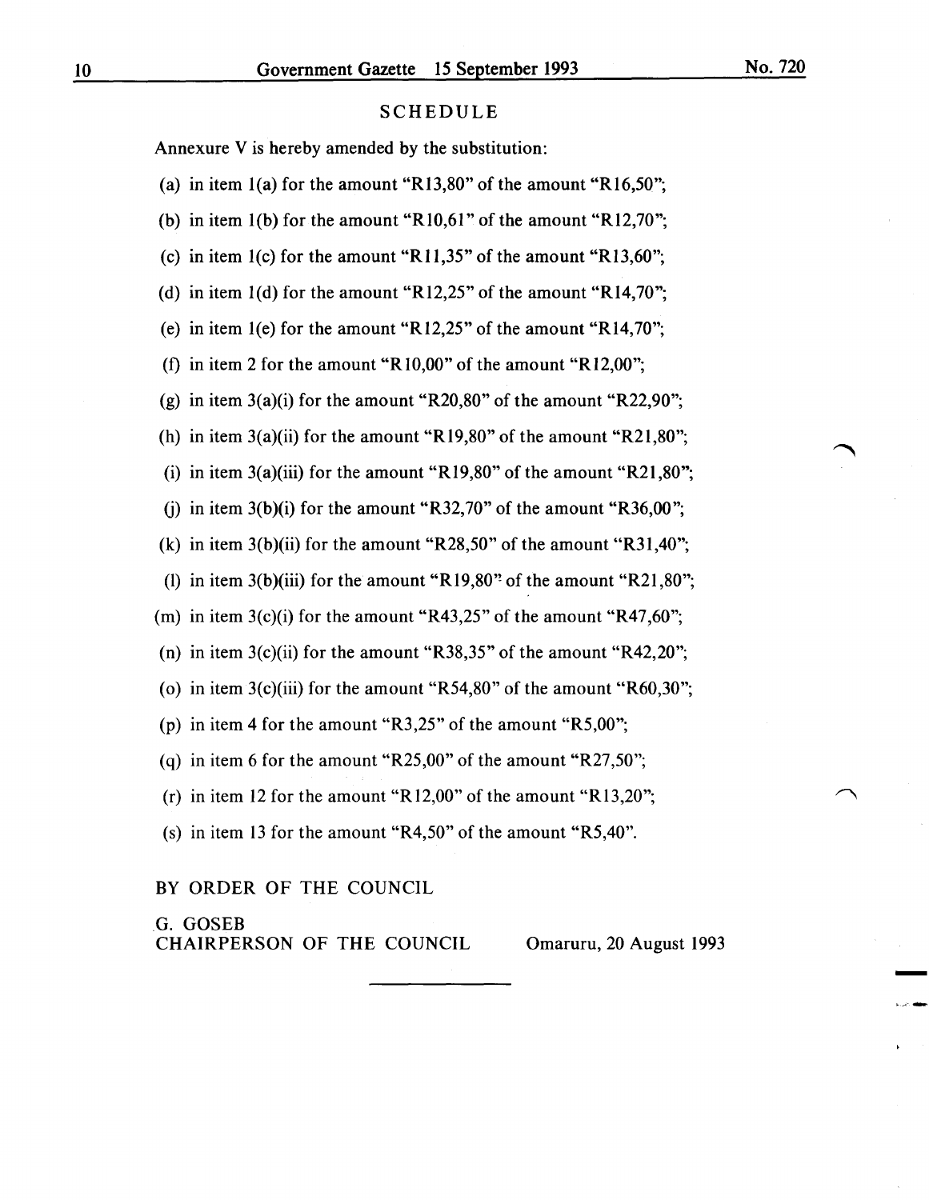## SCHEDULE

Annexure V is hereby amended by the substitution:

(a) in item 1(a) for the amount "R13,80" of the amount "R16,50";

(b) in item 1(b) for the amount "R10,61" of the amount "R12,70";

(c) in item 1(c) for the amount "R11,35" of the amount "R13,60";

(d) in item 1(d) for the amount "R12,25" of the amount "R14,70";

(e) in item 1(e) for the amount "R12,25" of the amount "R14,70";

(f) in item 2 for the amount "R10,00" of the amount "R12,00";

(g) in item 3(a)(i) for the amount "R20,80" of the amount "R22,90";

(h) in item 3(a)(ii) for the amount "R19,80" of the amount "R21,80";

(i) in item 3(a)(iii) for the amount "R19,80" of the amount "R21,80";

(j) in item 3(b)(i) for the amount "R32,70" of the amount "R36,00";

(k) in item 3(b)(ii) for the amount "R28,50" of the amount "R31,40";

(l) in item 3(b)(iii) for the amount "R19,80" of the amount "R21,80";

(m) in item 3(c)(i) for the amount "R43,25" of the amount "R47,60";

(n) in item 3(c)(ii) for the amount "R38,35" of the amount "R42,20";

(o) in item 3(c)(iii) for the amount "R54,80" of the amount "R60,30";

(p) in item 4 for the amount "R3,25" of the amount "R5,00";

(q) in item 6 for the amount "R25,00" of the amount "R27,50";

(r) in item 12 for the amount "R12,00" of the amount "R13,20";

(s) in item 13 for the amount "R4,50" of the amount "R5,40".

BY ORDER OF THE COUNCIL

G. GOSEB
CHAIRPERSON OF THE COUNCIL — Omaruru, 20 August 1993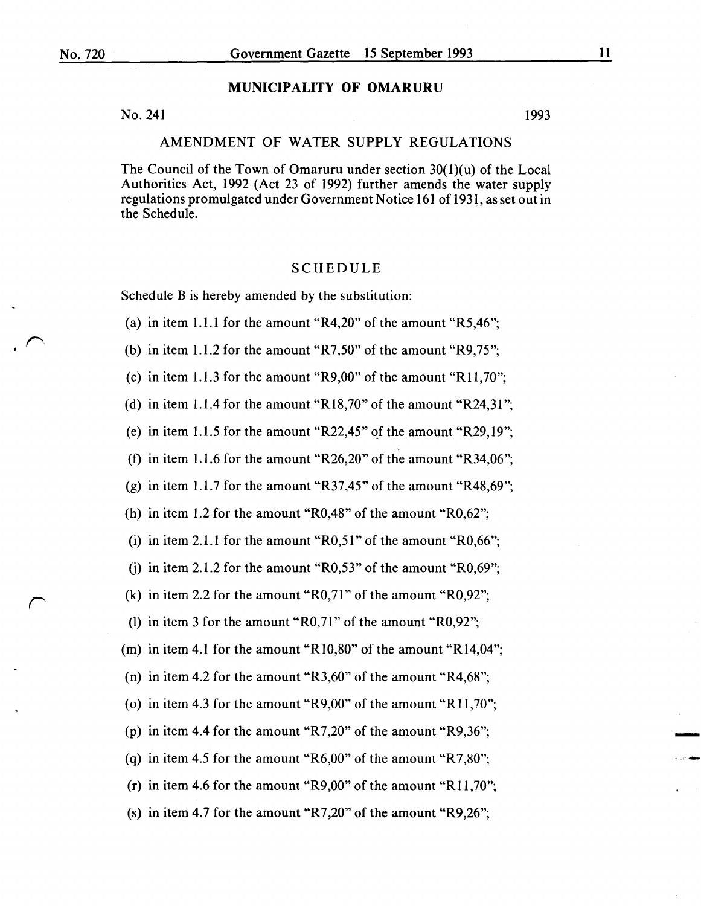## MUNICIPALITY OF OMARURU

No. 241 1993

### AMENDMENT OF WATER SUPPLY REGULATIONS

The Council of the Town of Omaruru under section 30(1)(u) of the Local Authorities Act, 1992 (Act 23 of 1992) further amends the water supply regulations promulgated under Government Notice 161 of 1931, as set out in the Schedule.

### SCHEDULE

Schedule B is hereby amended by the substitution:

(a) in item 1.1.1 for the amount "R4,20" of the amount "R5,46";

(b) in item 1.1.2 for the amount "R7,50" of the amount "R9,75";

(c) in item 1.1.3 for the amount "R9,00" of the amount "R11,70";

(d) in item 1.1.4 for the amount "R18,70" of the amount "R24,31";

(e) in item 1.1.5 for the amount "R22,45" of the amount "R29,19";

(f) in item 1.1.6 for the amount "R26,20" of the amount "R34,06";

(g) in item 1.1.7 for the amount "R37,45" of the amount "R48,69";

(h) in item 1.2 for the amount "R0,48" of the amount "R0,62";

(i) in item 2.1.1 for the amount "R0,51" of the amount "R0,66";

(j) in item 2.1.2 for the amount "R0,53" of the amount "R0,69";

(k) in item 2.2 for the amount "R0,71" of the amount "R0,92";

(l) in item 3 for the amount "R0,71" of the amount "R0,92";

(m) in item 4.1 for the amount "R10,80" of the amount "R14,04";

(n) in item 4.2 for the amount "R3,60" of the amount "R4,68";

(o) in item 4.3 for the amount "R9,00" of the amount "R11,70";

(p) in item 4.4 for the amount "R7,20" of the amount "R9,36";

(q) in item 4.5 for the amount "R6,00" of the amount "R7,80";

(r) in item 4.6 for the amount "R9,00" of the amount "R11,70";

(s) in item 4.7 for the amount "R7,20" of the amount "R9,26";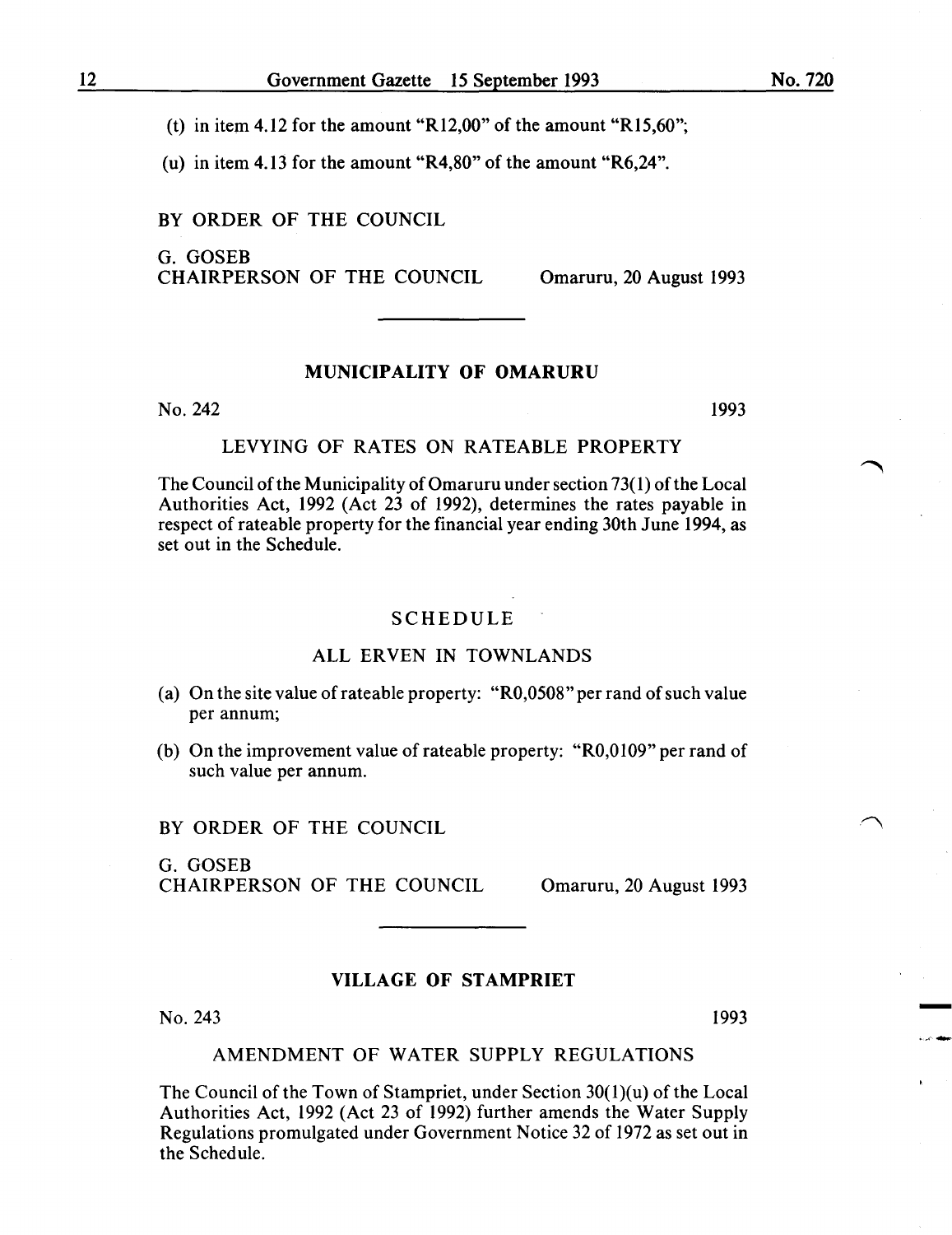(t) in item 4.12 for the amount "R12,00" of the amount "R15,60";

(u) in item 4.13 for the amount "R4,80" of the amount "R6,24".

BY ORDER OF THE COUNCIL

G. GOSEB
CHAIRPERSON OF THE COUNCIL Omaruru, 20 August 1993

---

## MUNICIPALITY OF OMARURU

No. 242 1993

### LEVYING OF RATES ON RATEABLE PROPERTY

The Council of the Municipality of Omaruru under section 73(1) of the Local Authorities Act, 1992 (Act 23 of 1992), determines the rates payable in respect of rateable property for the financial year ending 30th June 1994, as set out in the Schedule.

### SCHEDULE

### ALL ERVEN IN TOWNLANDS

(a) On the site value of rateable property: "R0,0508" per rand of such value per annum;

(b) On the improvement value of rateable property: "R0,0109" per rand of such value per annum.

BY ORDER OF THE COUNCIL

G. GOSEB
CHAIRPERSON OF THE COUNCIL Omaruru, 20 August 1993

---

## VILLAGE OF STAMPRIET

No. 243 1993

### AMENDMENT OF WATER SUPPLY REGULATIONS

The Council of the Town of Stampriet, under Section 30(1)(u) of the Local Authorities Act, 1992 (Act 23 of 1992) further amends the Water Supply Regulations promulgated under Government Notice 32 of 1972 as set out in the Schedule.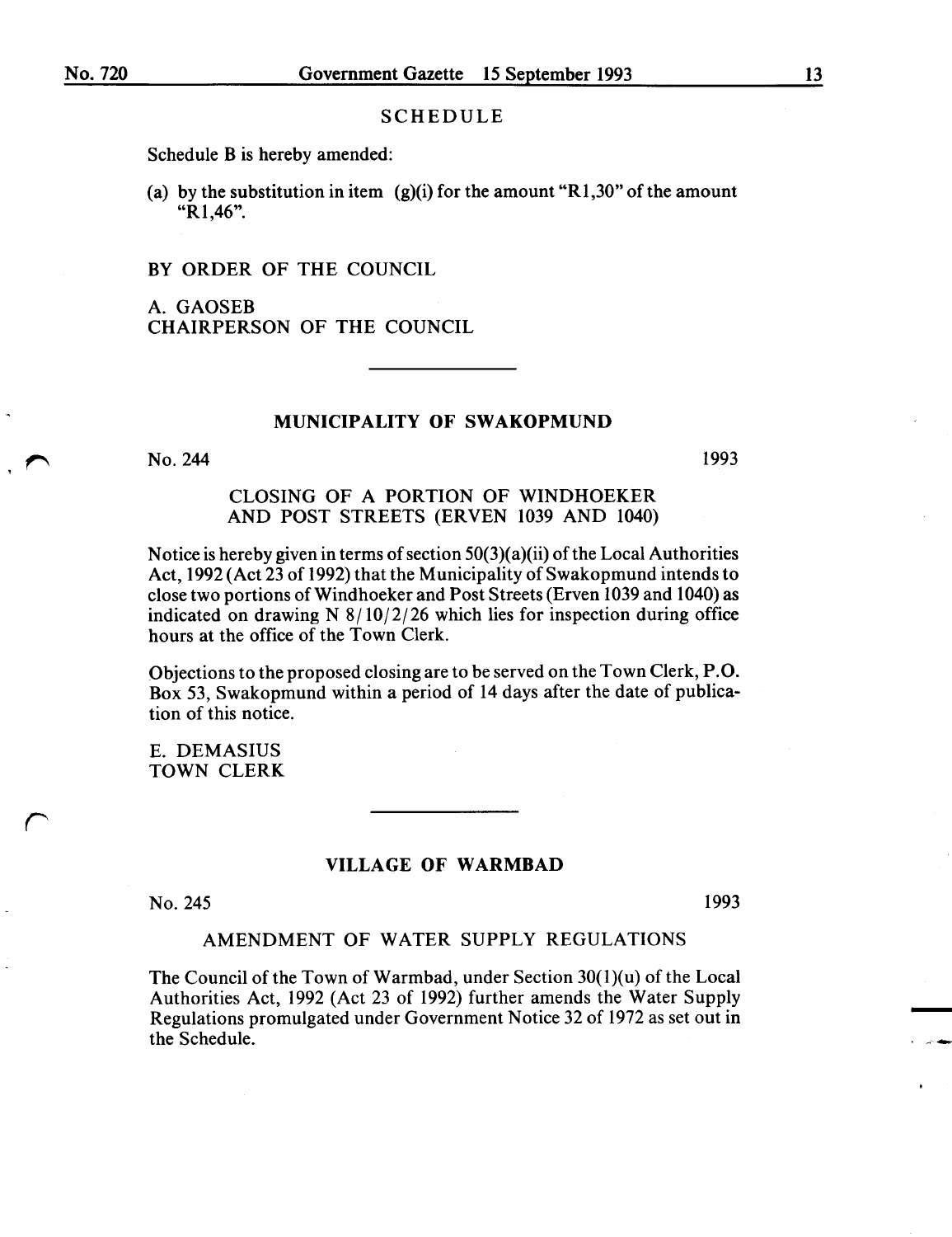SCHEDULE

Schedule B is hereby amended:

(a) by the substitution in item (g)(i) for the amount "R1,30" of the amount "R1,46".

BY ORDER OF THE COUNCIL

A. GAOSEB
CHAIRPERSON OF THE COUNCIL

---

## MUNICIPALITY OF SWAKOPMUND

No. 244 1993

### CLOSING OF A PORTION OF WINDHOEKER AND POST STREETS (ERVEN 1039 AND 1040)

Notice is hereby given in terms of section 50(3)(a)(ii) of the Local Authorities Act, 1992 (Act 23 of 1992) that the Municipality of Swakopmund intends to close two portions of Windhoeker and Post Streets (Erven 1039 and 1040) as indicated on drawing N 8/10/2/26 which lies for inspection during office hours at the office of the Town Clerk.

Objections to the proposed closing are to be served on the Town Clerk, P.O. Box 53, Swakopmund within a period of 14 days after the date of publication of this notice.

E. DEMASIUS
TOWN CLERK

---

## VILLAGE OF WARMBAD

No. 245 1993

### AMENDMENT OF WATER SUPPLY REGULATIONS

The Council of the Town of Warmbad, under Section 30(1)(u) of the Local Authorities Act, 1992 (Act 23 of 1992) further amends the Water Supply Regulations promulgated under Government Notice 32 of 1972 as set out in the Schedule.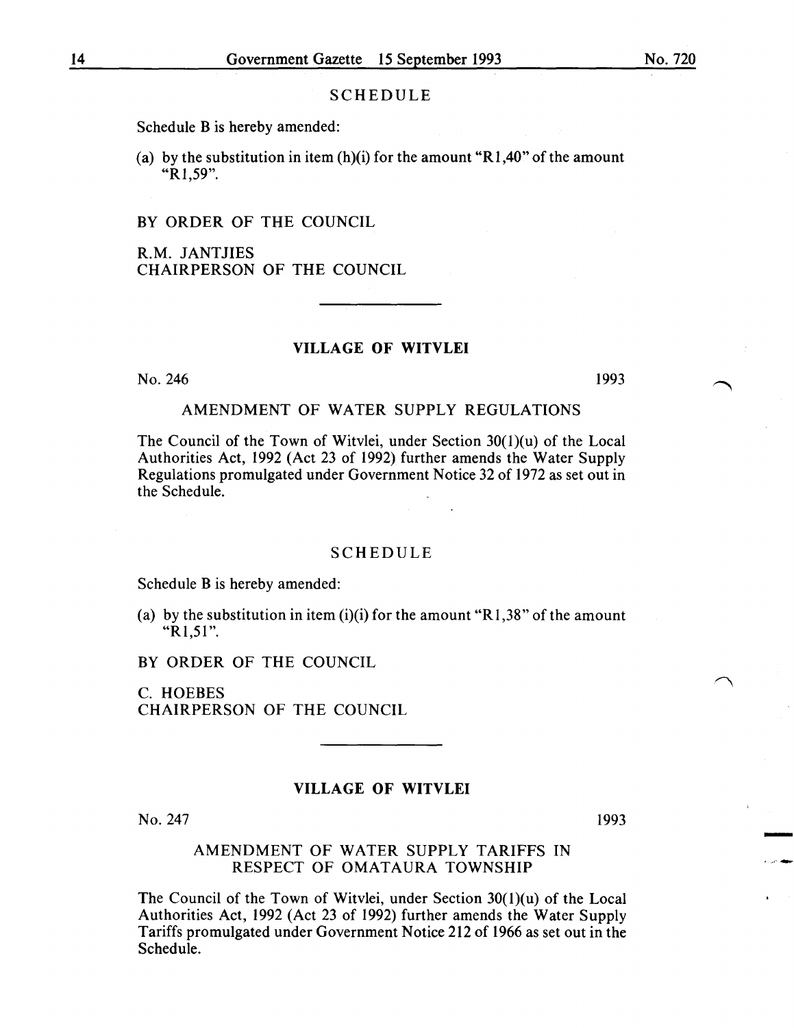## SCHEDULE

Schedule B is hereby amended:

(a) by the substitution in item (h)(i) for the amount "R1,40" of the amount "R1,59".

BY ORDER OF THE COUNCIL

R.M. JANTJIES
CHAIRPERSON OF THE COUNCIL

---

### VILLAGE OF WITVLEI

No. 246 1993

## AMENDMENT OF WATER SUPPLY REGULATIONS

The Council of the Town of Witvlei, under Section 30(1)(u) of the Local Authorities Act, 1992 (Act 23 of 1992) further amends the Water Supply Regulations promulgated under Government Notice 32 of 1972 as set out in the Schedule.

## SCHEDULE

Schedule B is hereby amended:

(a) by the substitution in item (i)(i) for the amount "R1,38" of the amount "R1,51".

BY ORDER OF THE COUNCIL

C. HOEBES
CHAIRPERSON OF THE COUNCIL

---

### VILLAGE OF WITVLEI

No. 247 1993

## AMENDMENT OF WATER SUPPLY TARIFFS IN RESPECT OF OMATAURA TOWNSHIP

The Council of the Town of Witvlei, under Section 30(1)(u) of the Local Authorities Act, 1992 (Act 23 of 1992) further amends the Water Supply Tariffs promulgated under Government Notice 212 of 1966 as set out in the Schedule.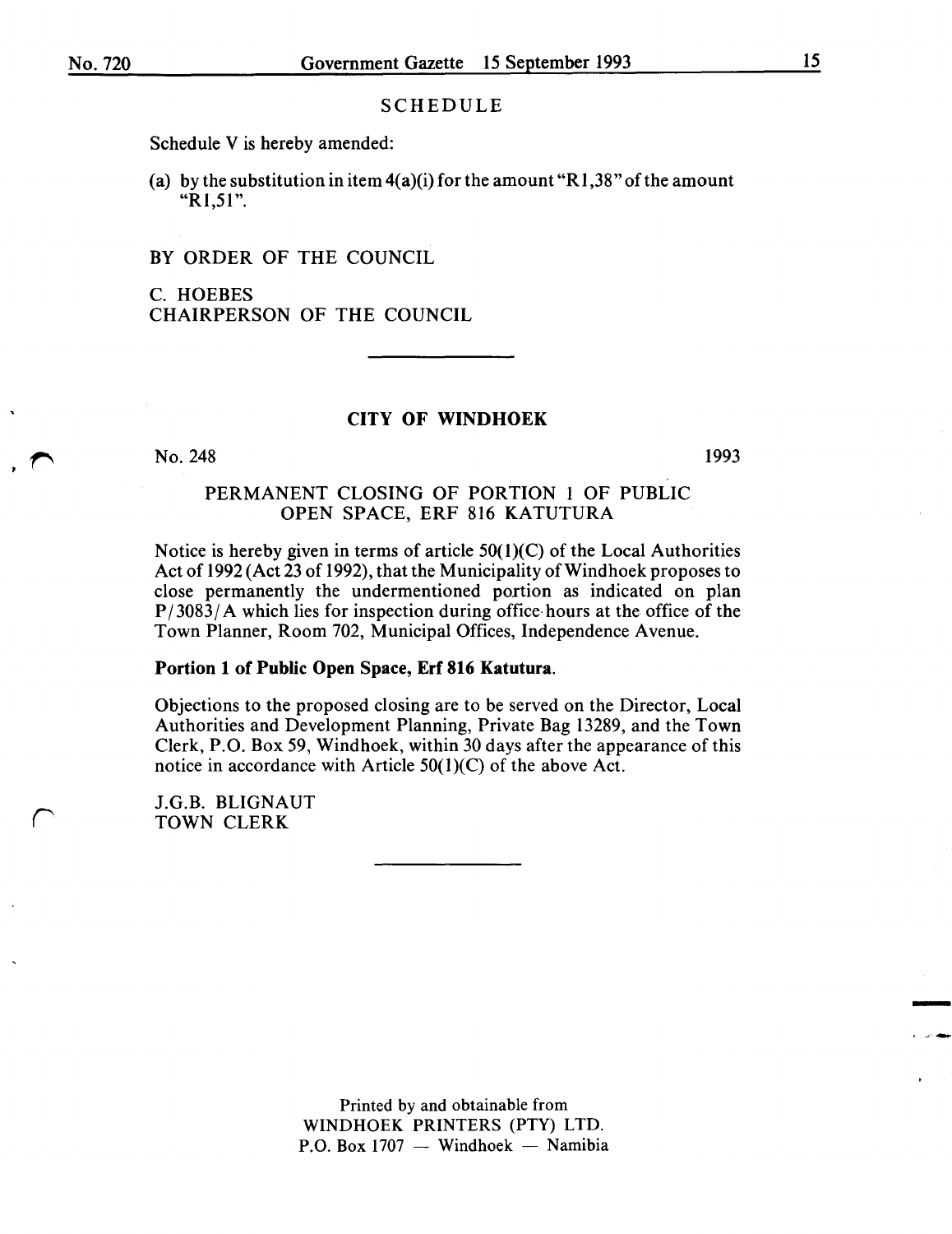## SCHEDULE

Schedule V is hereby amended:

(a) by the substitution in item 4(a)(i) for the amount "R1,38" of the amount "R1,51".

BY ORDER OF THE COUNCIL

C. HOEBES
CHAIRPERSON OF THE COUNCIL

---

## CITY OF WINDHOEK

No. 248 1993

### PERMANENT CLOSING OF PORTION 1 OF PUBLIC OPEN SPACE, ERF 816 KATUTURA

Notice is hereby given in terms of article 50(1)(C) of the Local Authorities Act of 1992 (Act 23 of 1992), that the Municipality of Windhoek proposes to close permanently the undermentioned portion as indicated on plan P/3083/A which lies for inspection during office hours at the office of the Town Planner, Room 702, Municipal Offices, Independence Avenue.

**Portion 1 of Public Open Space, Erf 816 Katutura.**

Objections to the proposed closing are to be served on the Director, Local Authorities and Development Planning, Private Bag 13289, and the Town Clerk, P.O. Box 59, Windhoek, within 30 days after the appearance of this notice in accordance with Article 50(1)(C) of the above Act.

J.G.B. BLIGNAUT
TOWN CLERK

---

Printed by and obtainable from
WINDHOEK PRINTERS (PTY) LTD.
P.O. Box 1707 — Windhoek — Namibia